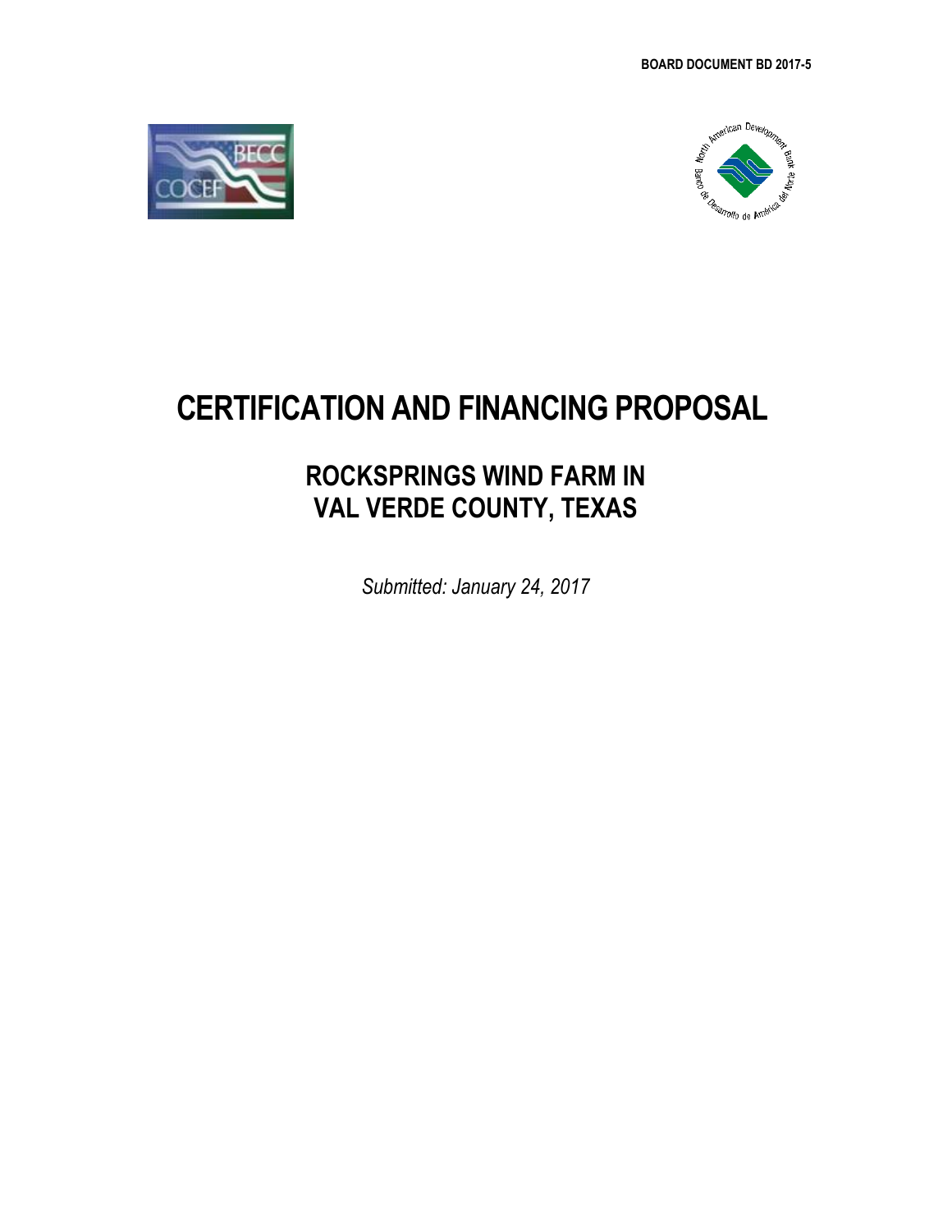BOARD DOCUMENT BD 2017-5

# CERTIFICATION AND FINANCING PROPOSAL

## ROCKSPRINGS WIND FARM IN VAL VERDE COUNTY, TEXAS

*Submitted: January 24, 2017*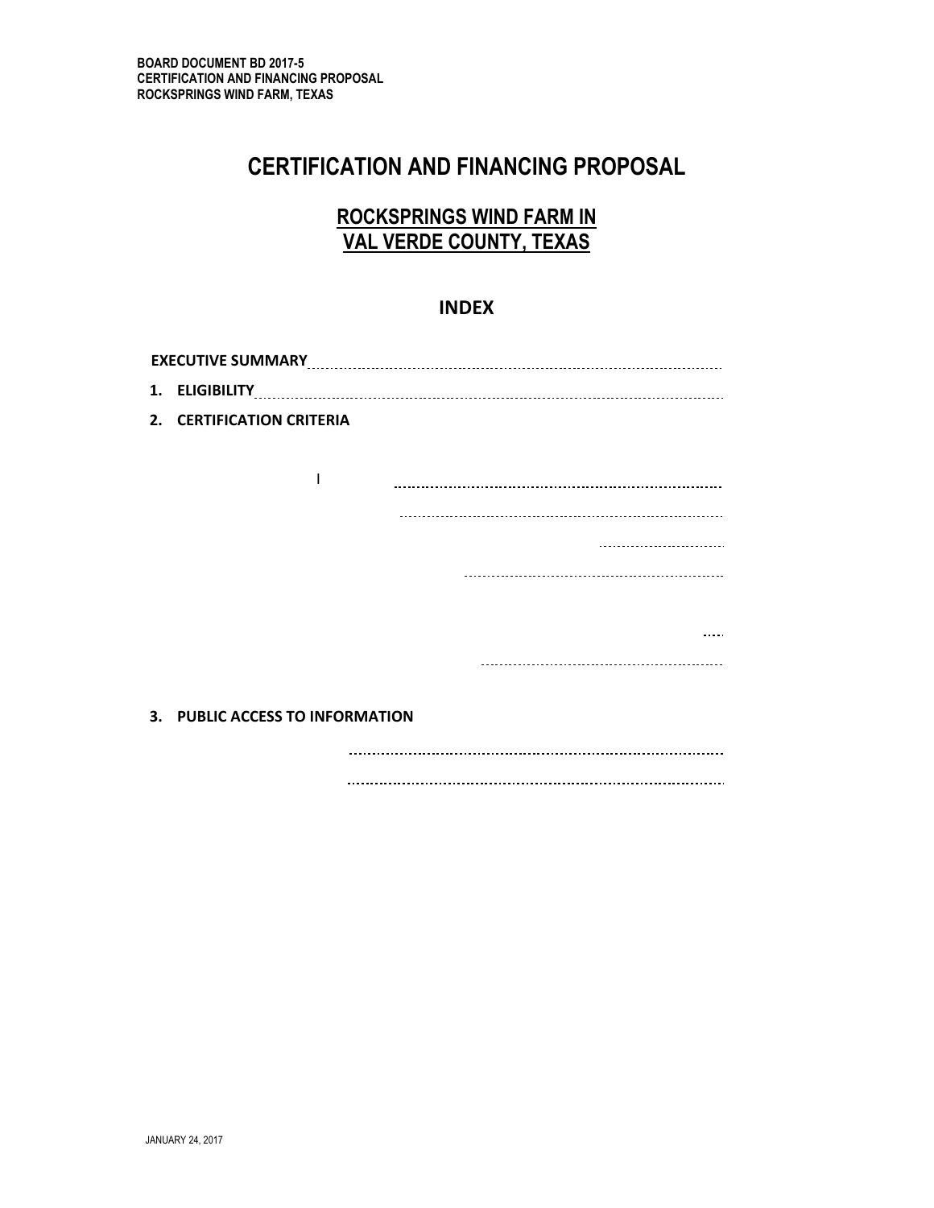# CERTIFICATION AND FINANCING PROPOSAL

## ROCKSPRINGS WIND FARM IN VAL VERDE COUNTY, TEXAS

### INDEX

**EXECUTIVE SUMMARY**

1. **ELIGIBILITY**
2. **CERTIFICATION CRITERIA**

   l

3. **PUBLIC ACCESS TO INFORMATION**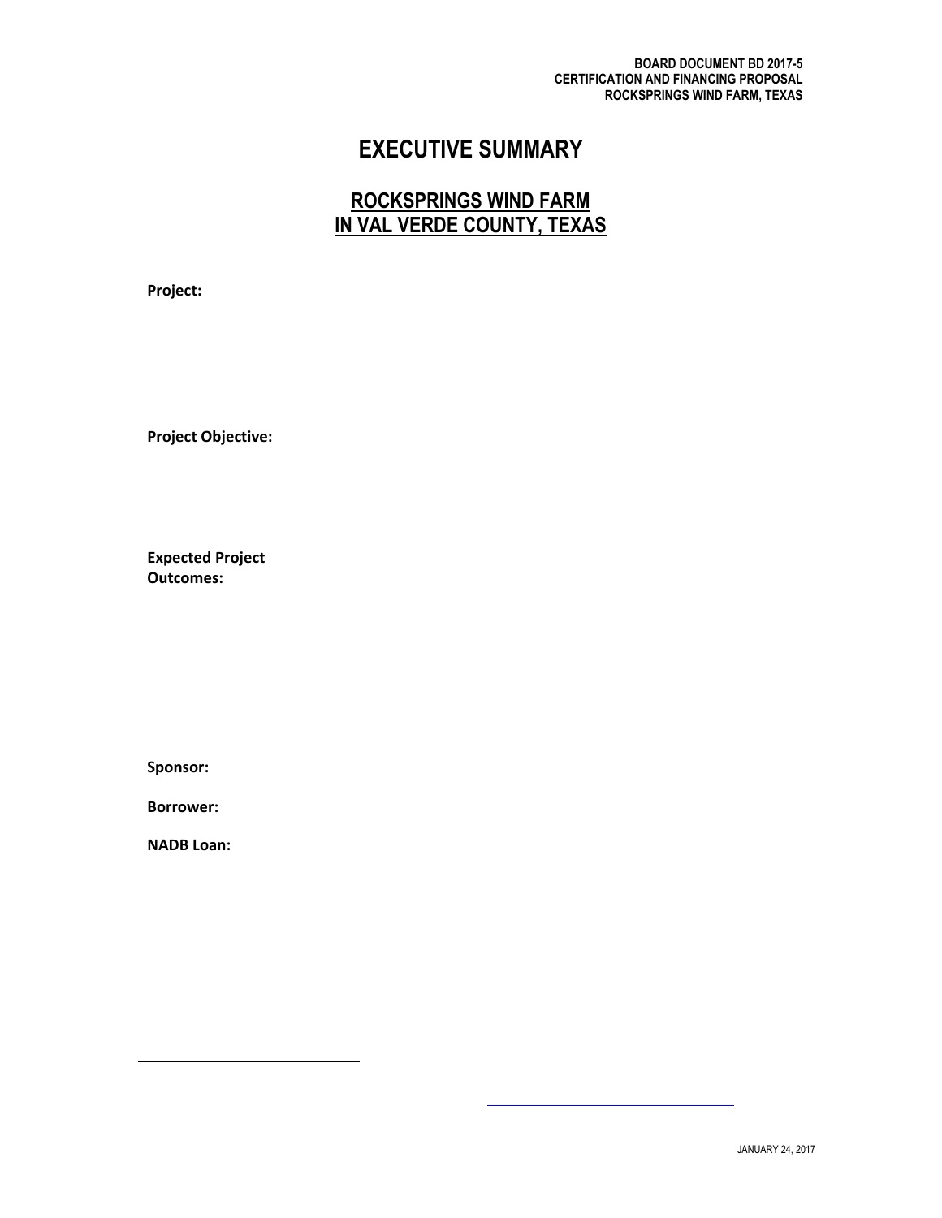# EXECUTIVE SUMMARY

## ROCKSPRINGS WIND FARM IN VAL VERDE COUNTY, TEXAS

**Project:**

**Project Objective:**

**Expected Project Outcomes:**

**Sponsor:**

**Borrower:**

**NADB Loan:**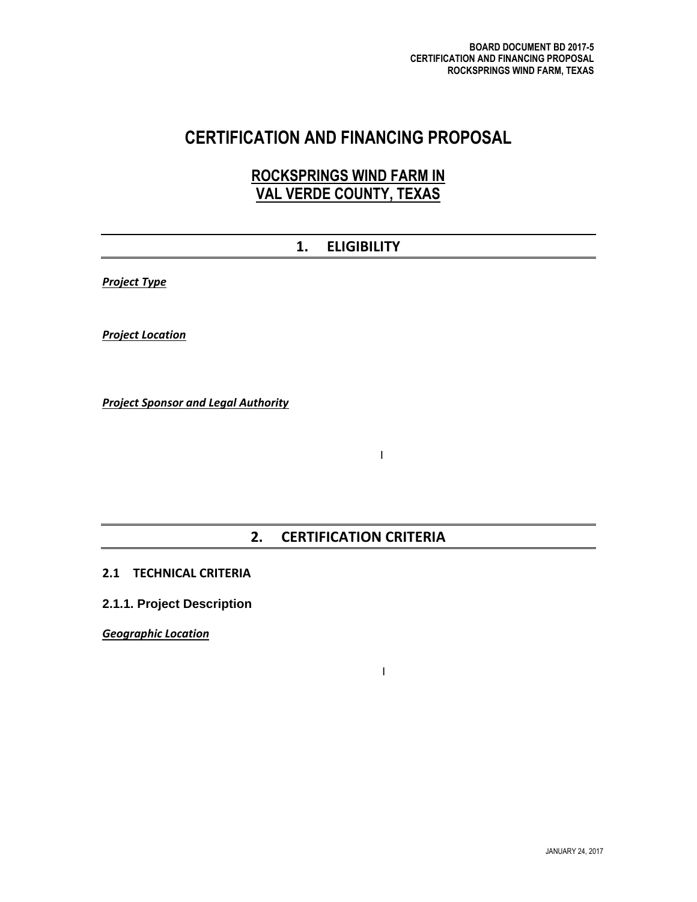# CERTIFICATION AND FINANCING PROPOSAL

## ROCKSPRINGS WIND FARM IN VAL VERDE COUNTY, TEXAS

## 1. ELIGIBILITY

***Project Type***

***Project Location***

***Project Sponsor and Legal Authority***

## 2. CERTIFICATION CRITERIA

### 2.1 TECHNICAL CRITERIA

### 2.1.1. Project Description

***Geographic Location***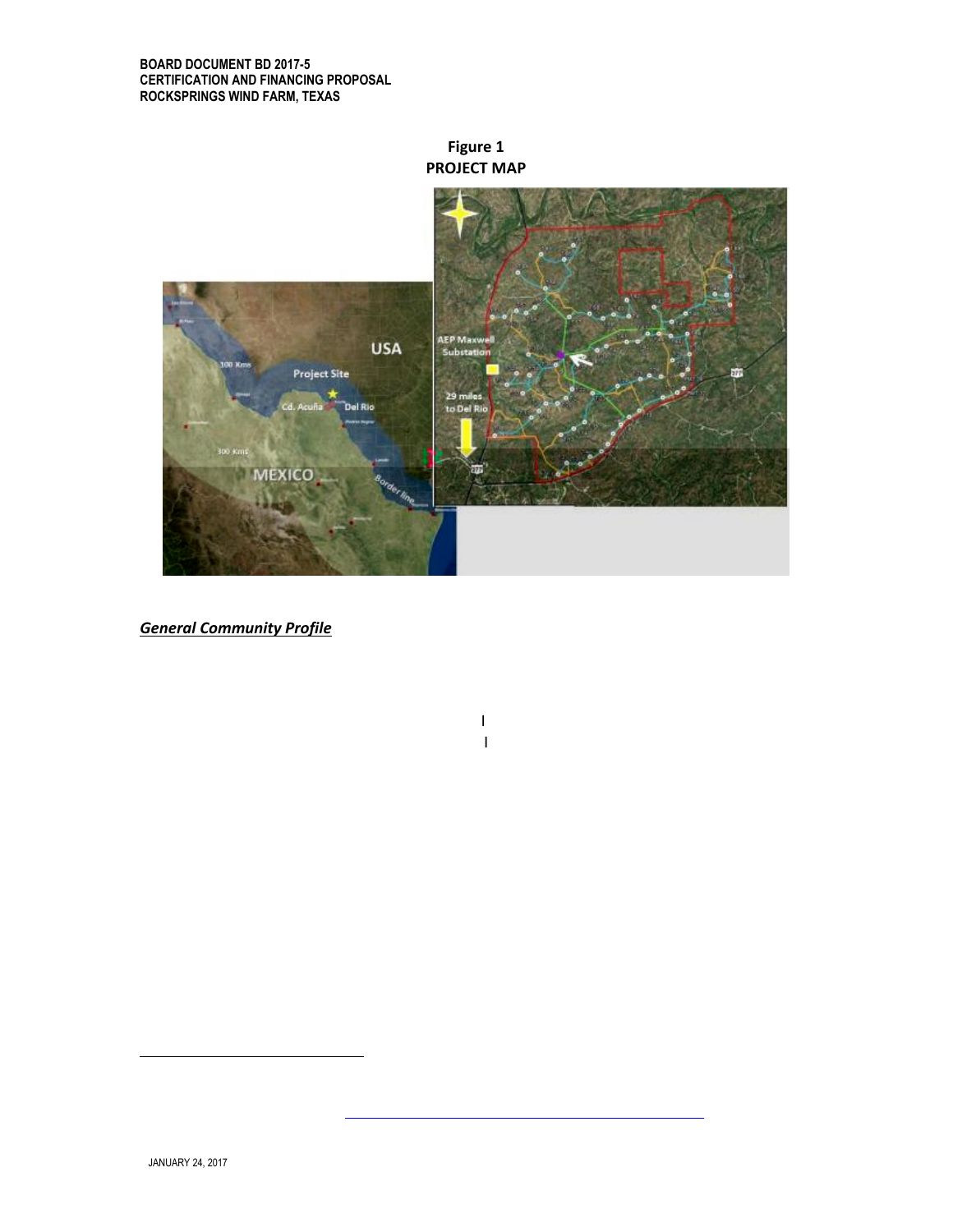**Figure 1**
**PROJECT MAP**

USA

Project Site

Cd. Acuña

Del Rio

100 Kms

300 Kms

MEXICO

Border line

AEP Maxwell Substation

29 miles to Del Rio

*General Community Profile*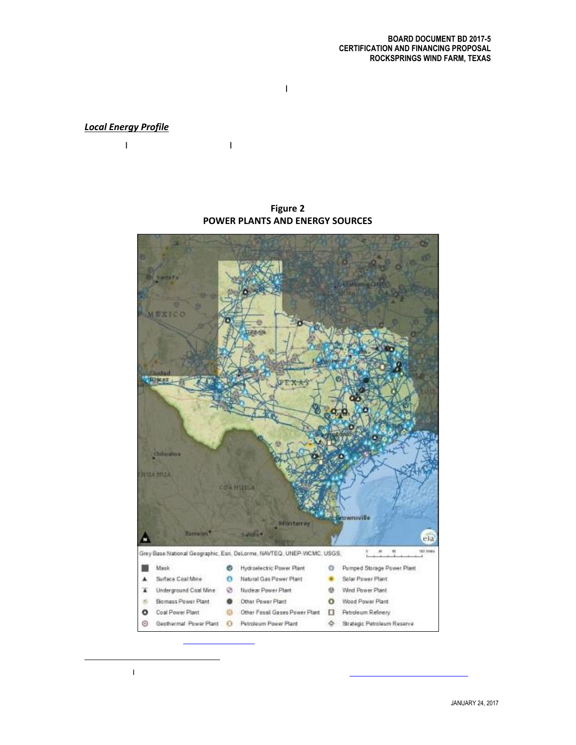## *Local Energy Profile*

**Figure 2**
**POWER PLANTS AND ENERGY SOURCES**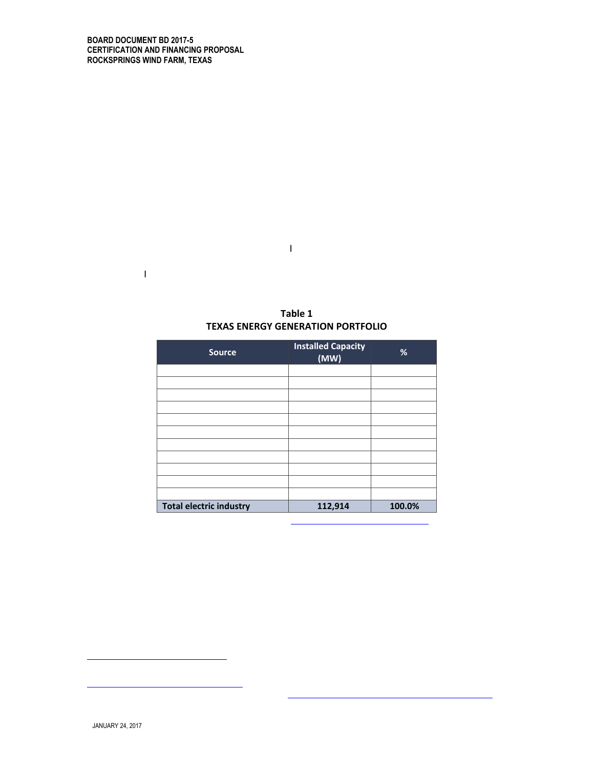**Table 1**
**TEXAS ENERGY GENERATION PORTFOLIO**

| Source | Installed Capacity (MW) | % |
|---|---|---|
| | | |
| | | |
| | | |
| | | |
| | | |
| | | |
| | | |
| | | |
| | | |
| | | |
| | | |
| **Total electric industry** | **112,914** | **100.0%** |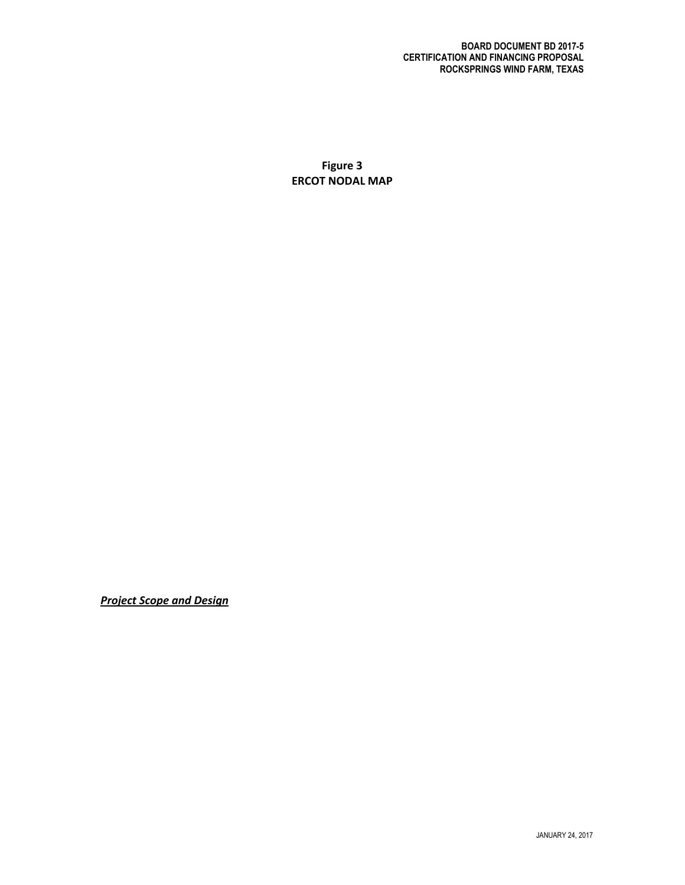**Figure 3**
**ERCOT NODAL MAP**

***Project Scope and Design***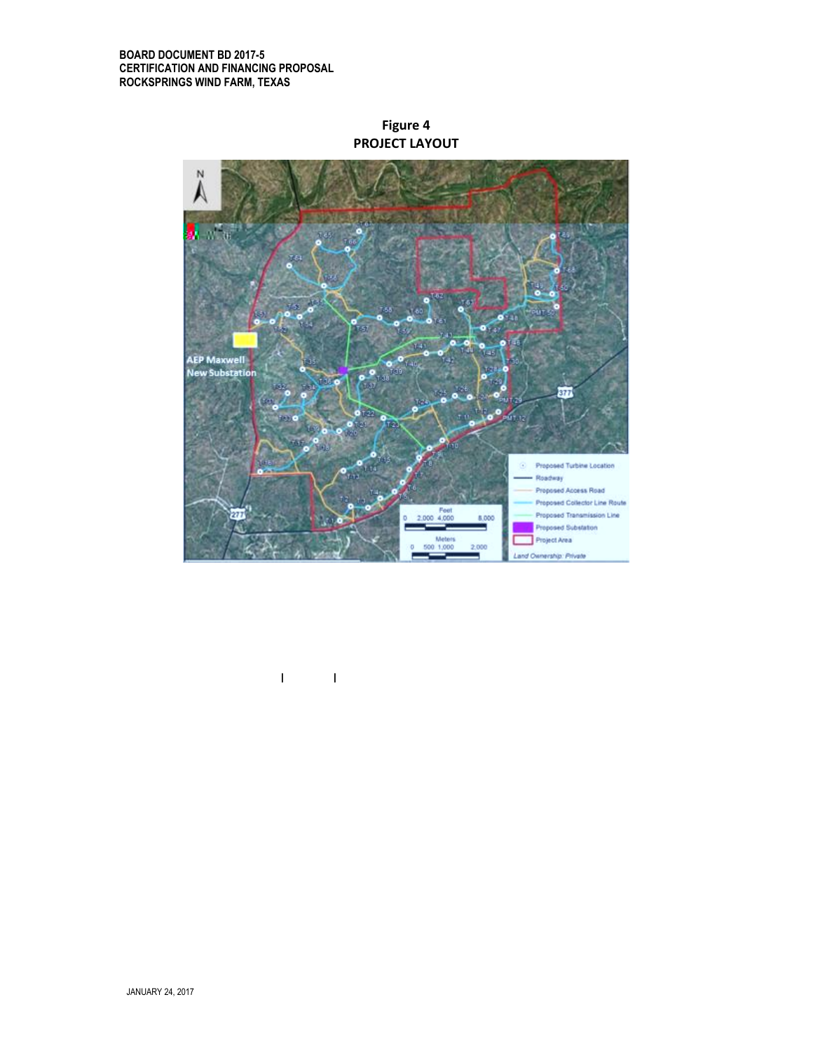**Figure 4**
**PROJECT LAYOUT**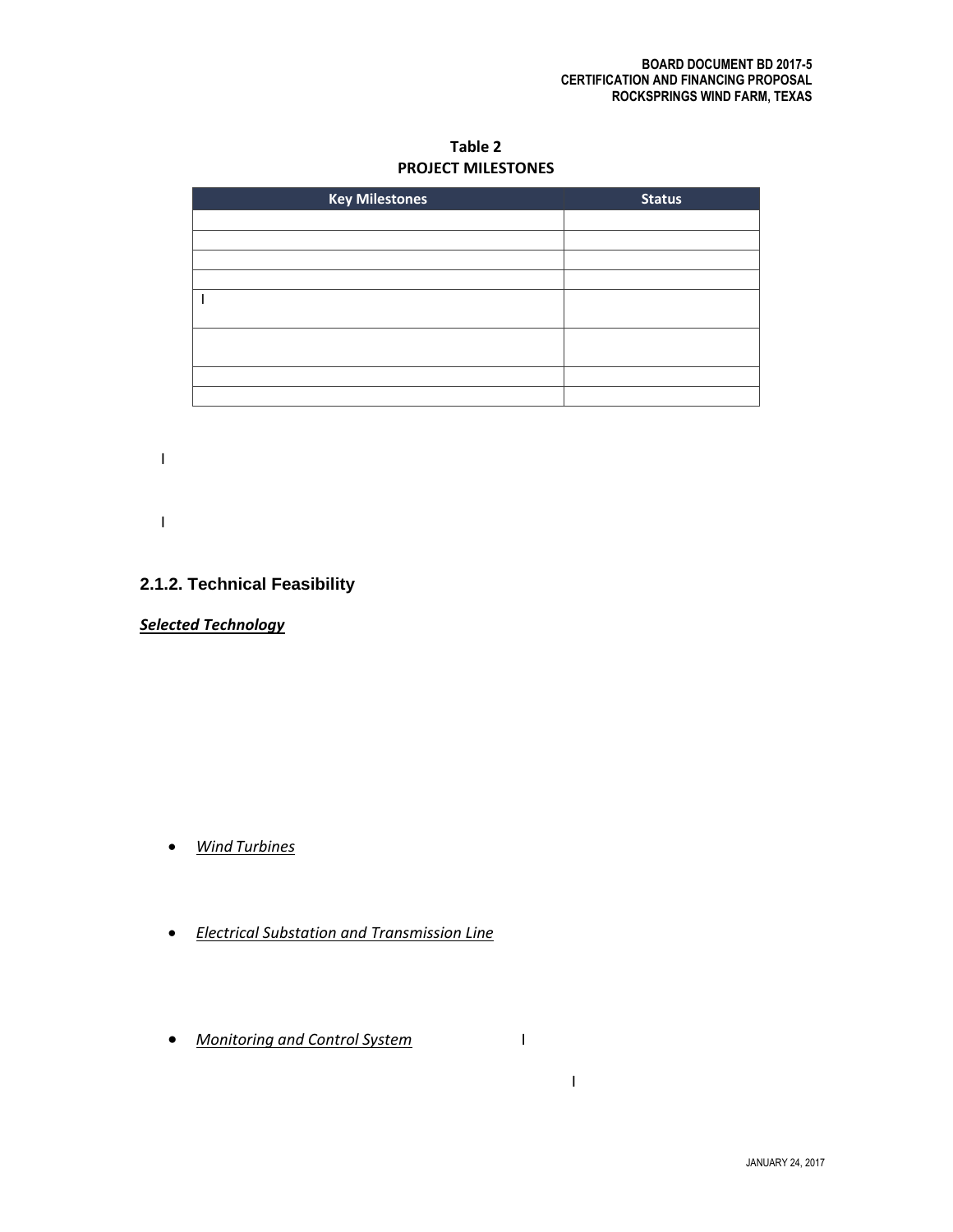**Table 2**
**PROJECT MILESTONES**

| Key Milestones | Status |
|---|---|
| | |
| | |
| | |
| | |
| I | |
| | |
| | |
| | |

I

I

### 2.1.2. Technical Feasibility

***Selected Technology***

- *Wind Turbines*
- *Electrical Substation and Transmission Line*
- *Monitoring and Control System* I

I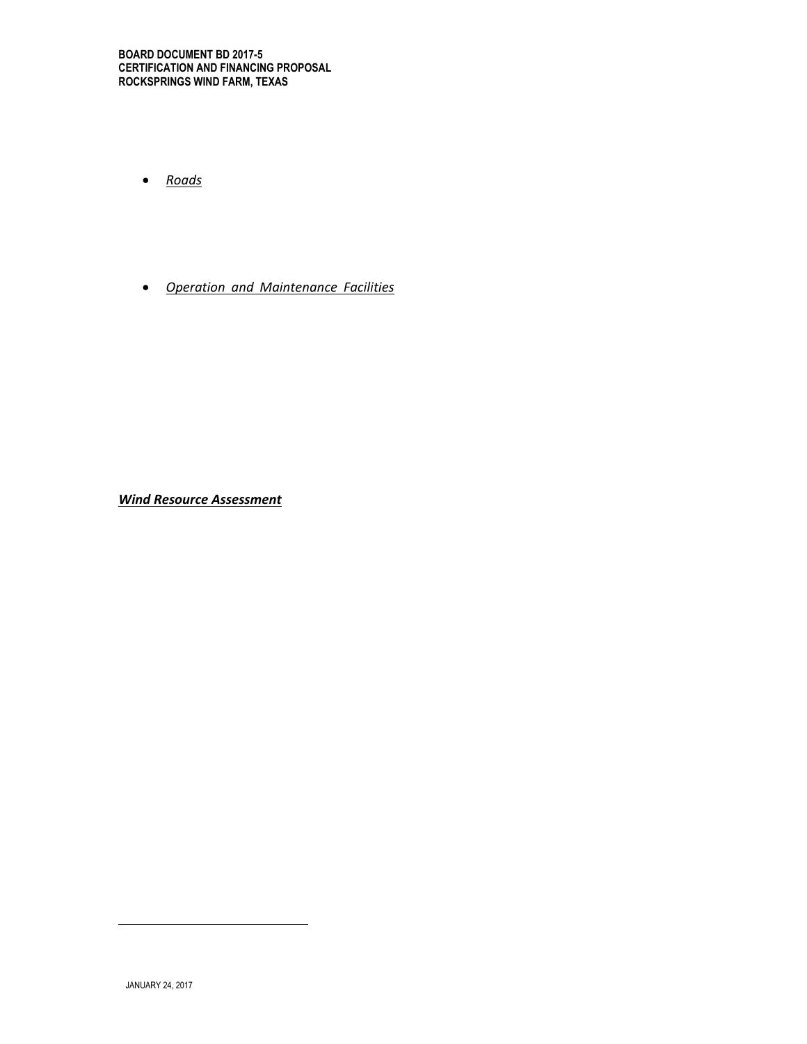- *Roads*

- *Operation and Maintenance Facilities*

***Wind Resource Assessment***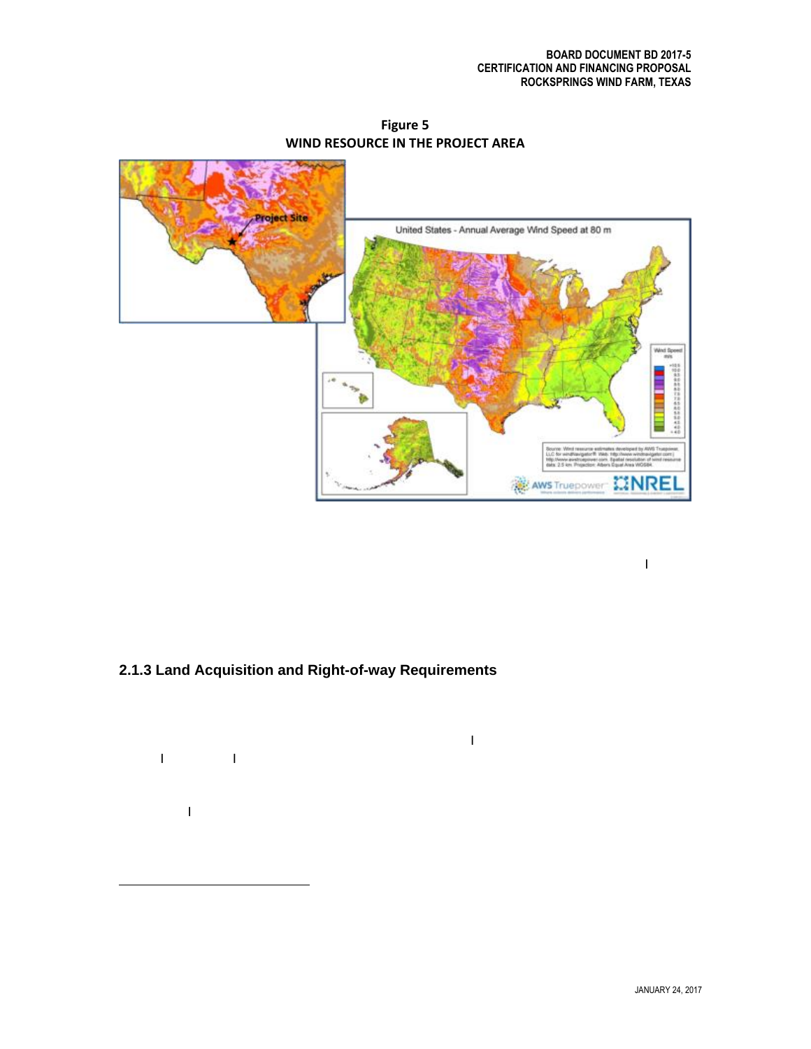**Figure 5**
**WIND RESOURCE IN THE PROJECT AREA**

### 2.1.3 Land Acquisition and Right-of-way Requirements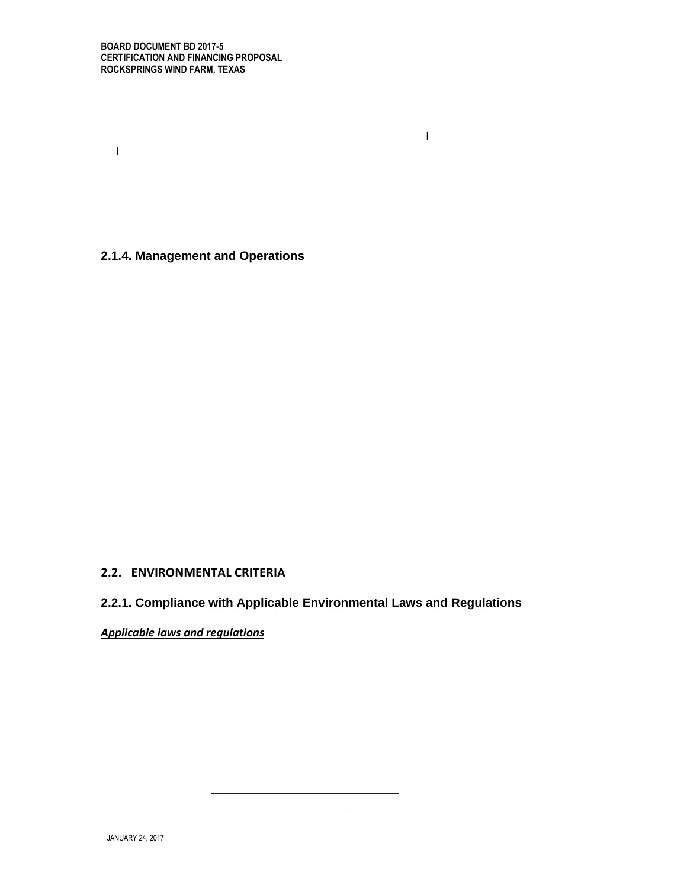### 2.1.4. Management and Operations

## 2.2. ENVIRONMENTAL CRITERIA

### 2.2.1. Compliance with Applicable Environmental Laws and Regulations

***Applicable laws and regulations***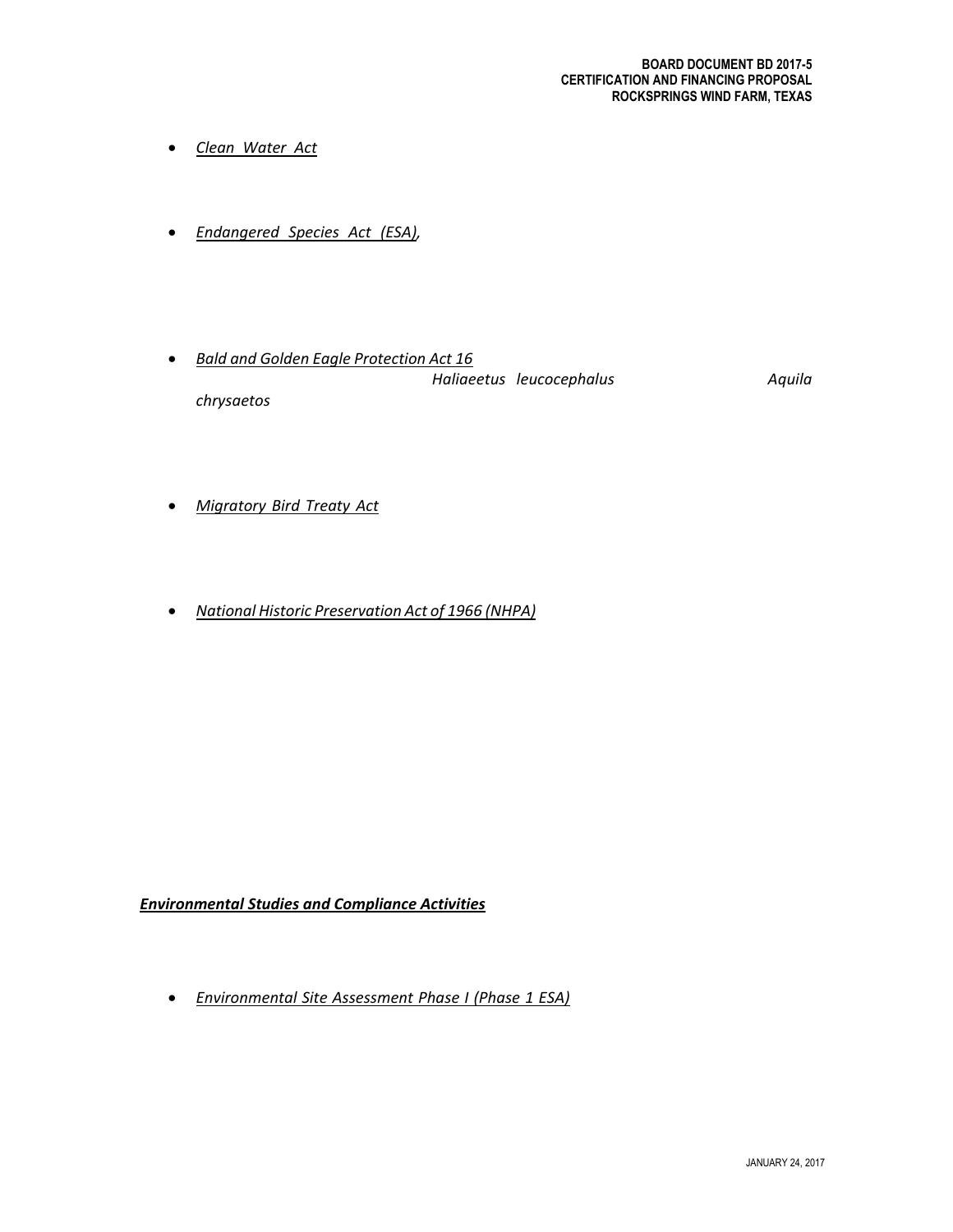- *Clean Water Act*

- *Endangered Species Act (ESA),*

- *Bald and Golden Eagle Protection Act 16*
  *Haliaeetus leucocephalus* *Aquila chrysaetos*

- *Migratory Bird Treaty Act*

- *National Historic Preservation Act of 1966 (NHPA)*

***Environmental Studies and Compliance Activities***

- *Environmental Site Assessment Phase I (Phase 1 ESA)*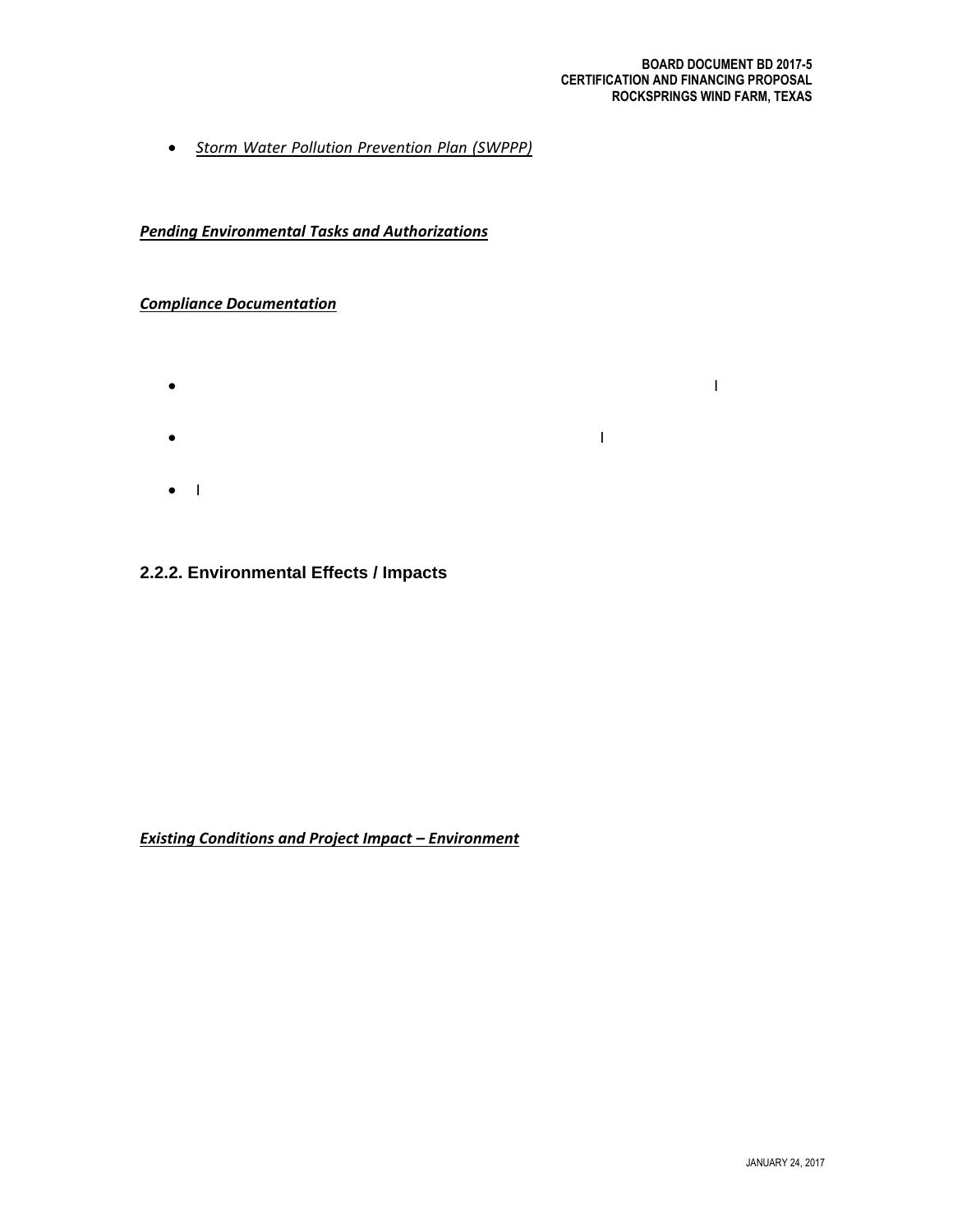- *Storm Water Pollution Prevention Plan (SWPPP)*

***Pending Environmental Tasks and Authorizations***

***Compliance Documentation***

- l
- l
- l

## 2.2.2. Environmental Effects / Impacts

***Existing Conditions and Project Impact – Environment***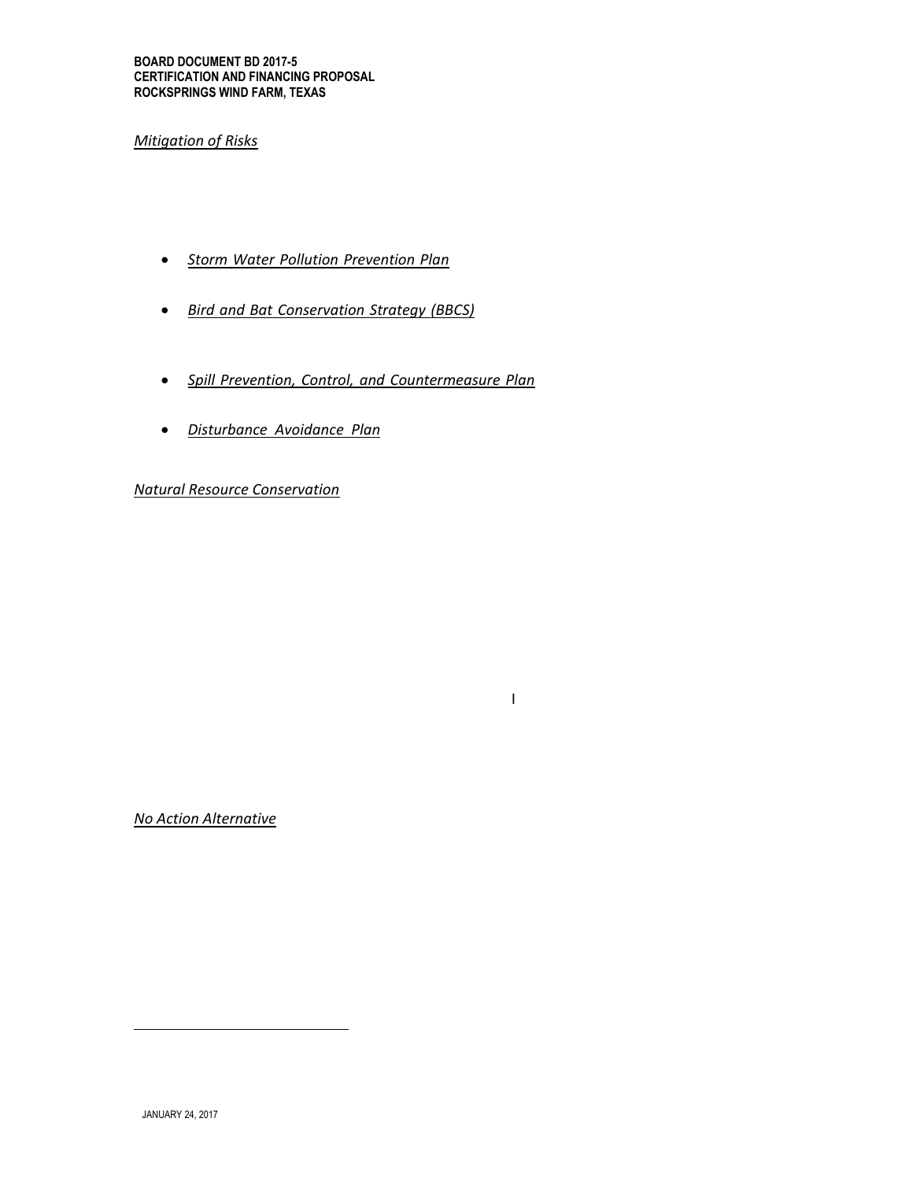*Mitigation of Risks*

- *Storm Water Pollution Prevention Plan*
- *Bird and Bat Conservation Strategy (BBCS)*
- *Spill Prevention, Control, and Countermeasure Plan*
- *Disturbance Avoidance Plan*

*Natural Resource Conservation*

l

*No Action Alternative*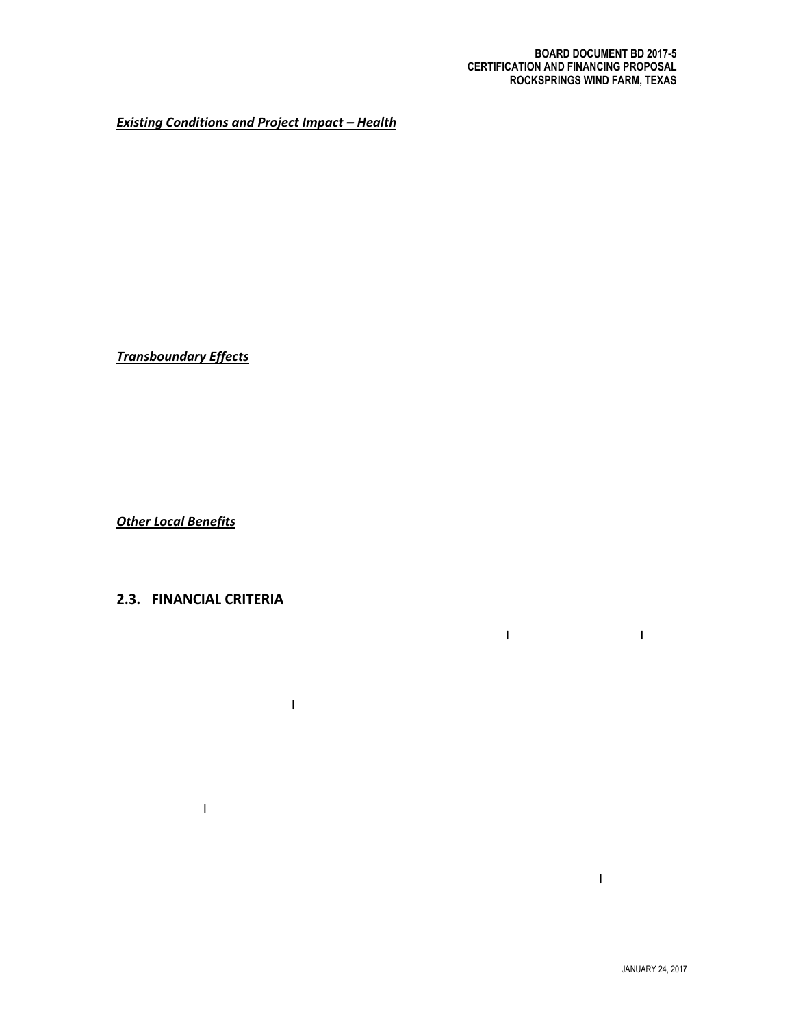***Existing Conditions and Project Impact – Health***

***Transboundary Effects***

***Other Local Benefits***

## 2.3. FINANCIAL CRITERIA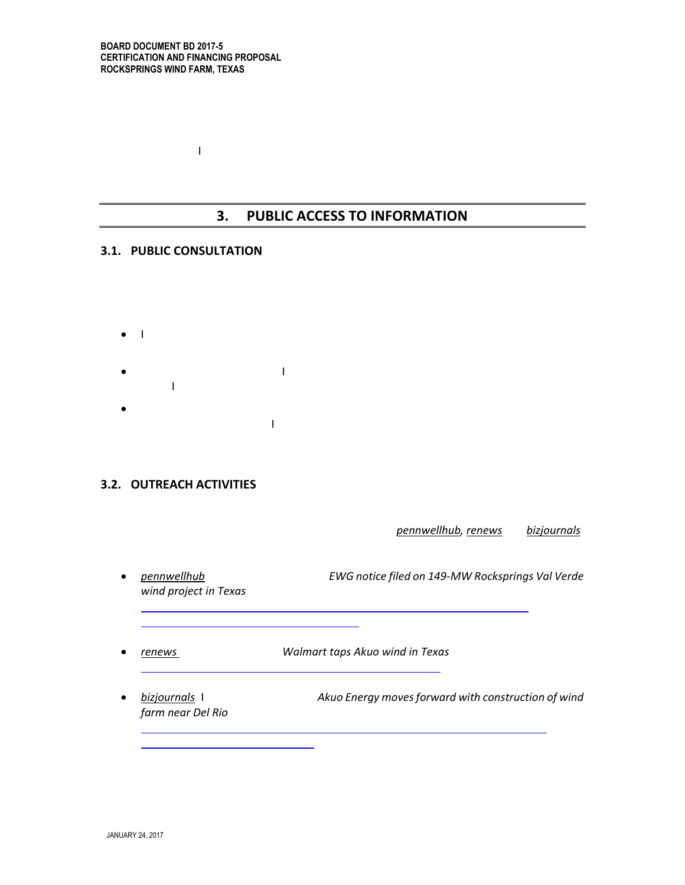# 3. PUBLIC ACCESS TO INFORMATION

## 3.1. PUBLIC CONSULTATION

## 3.2. OUTREACH ACTIVITIES

*pennwellhub*, *renews* *bizjournals*

- *pennwellhub* *EWG notice filed on 149-MW Rocksprings Val Verde wind project in Texas*
- *renews* *Walmart taps Akuo wind in Texas*
- *bizjournals* *Akuo Energy moves forward with construction of wind farm near Del Rio*